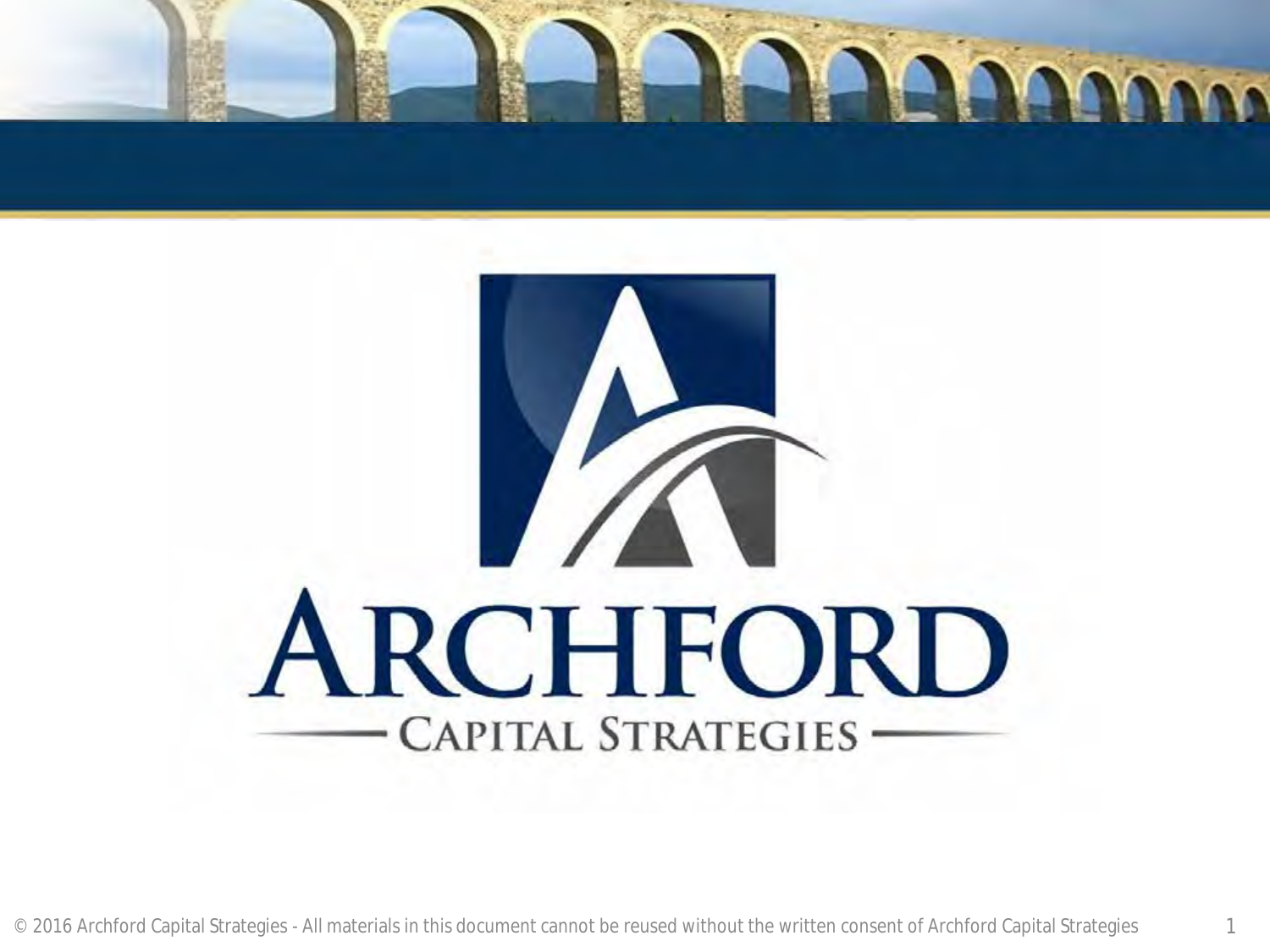# ARCHFORD

## CAPITAL STRATEGIES

© 2016 Archford Capital Strategies - All materials in this document cannot be reused without the written consent of Archford Capital Strategies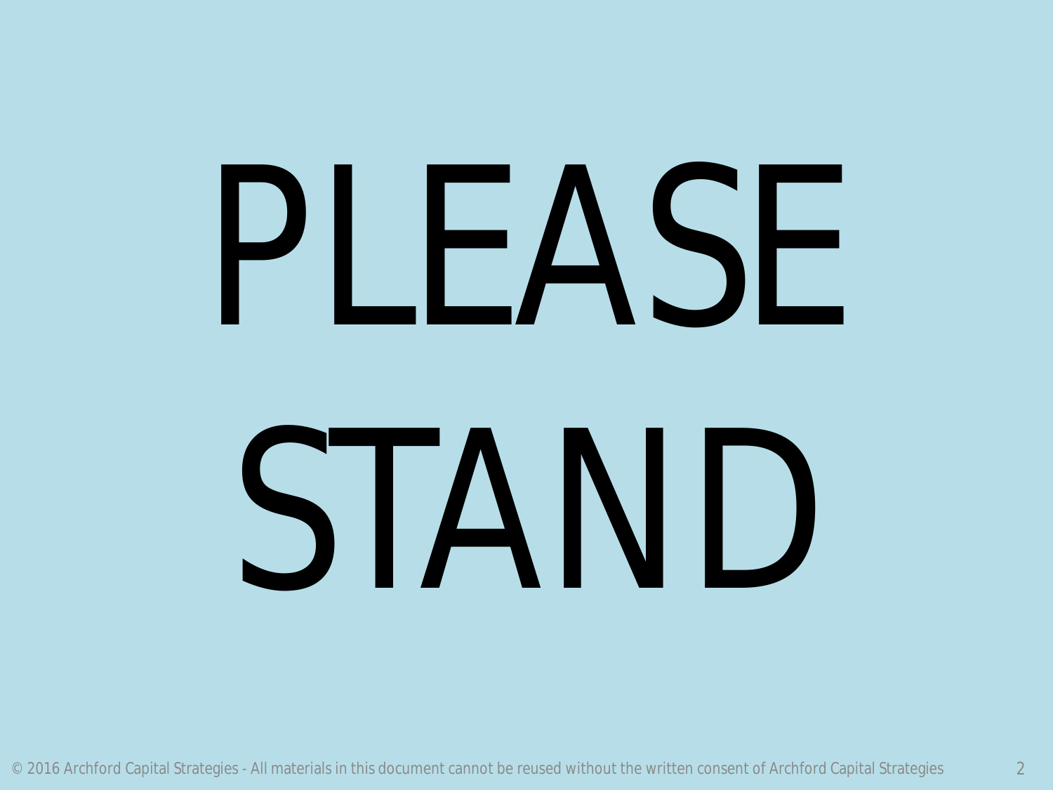# PLEASE STAND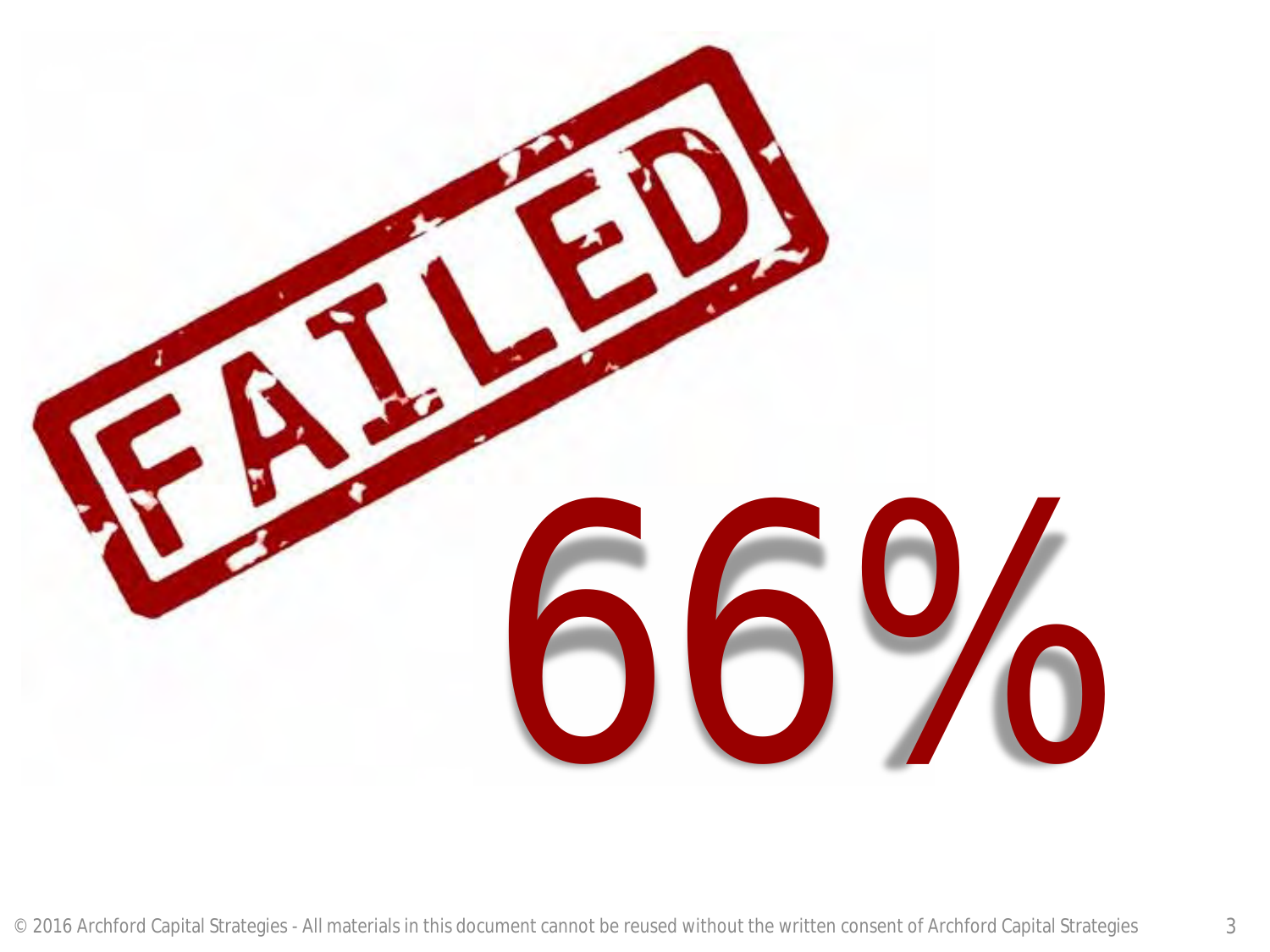FAILED

66%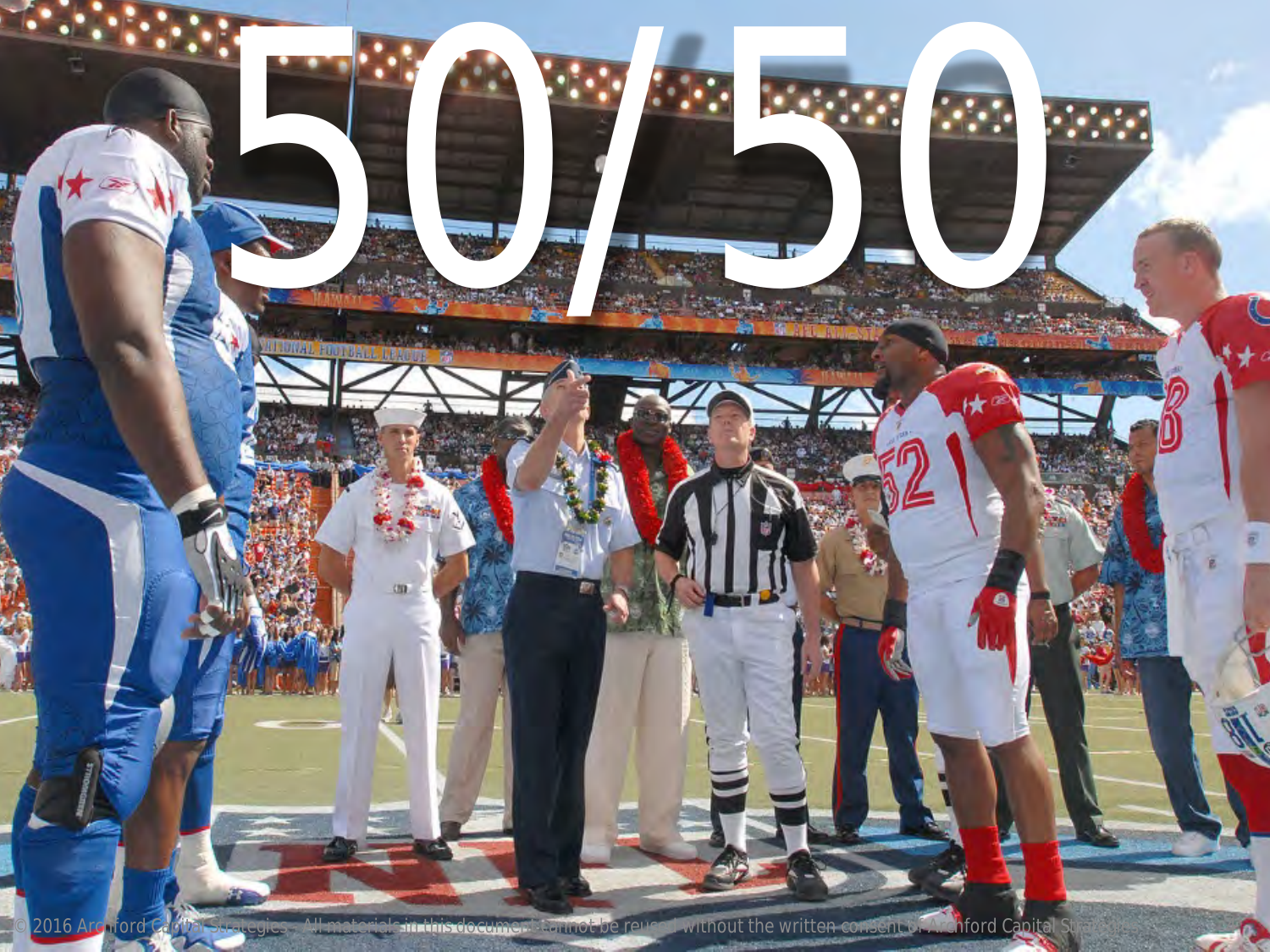# 50/50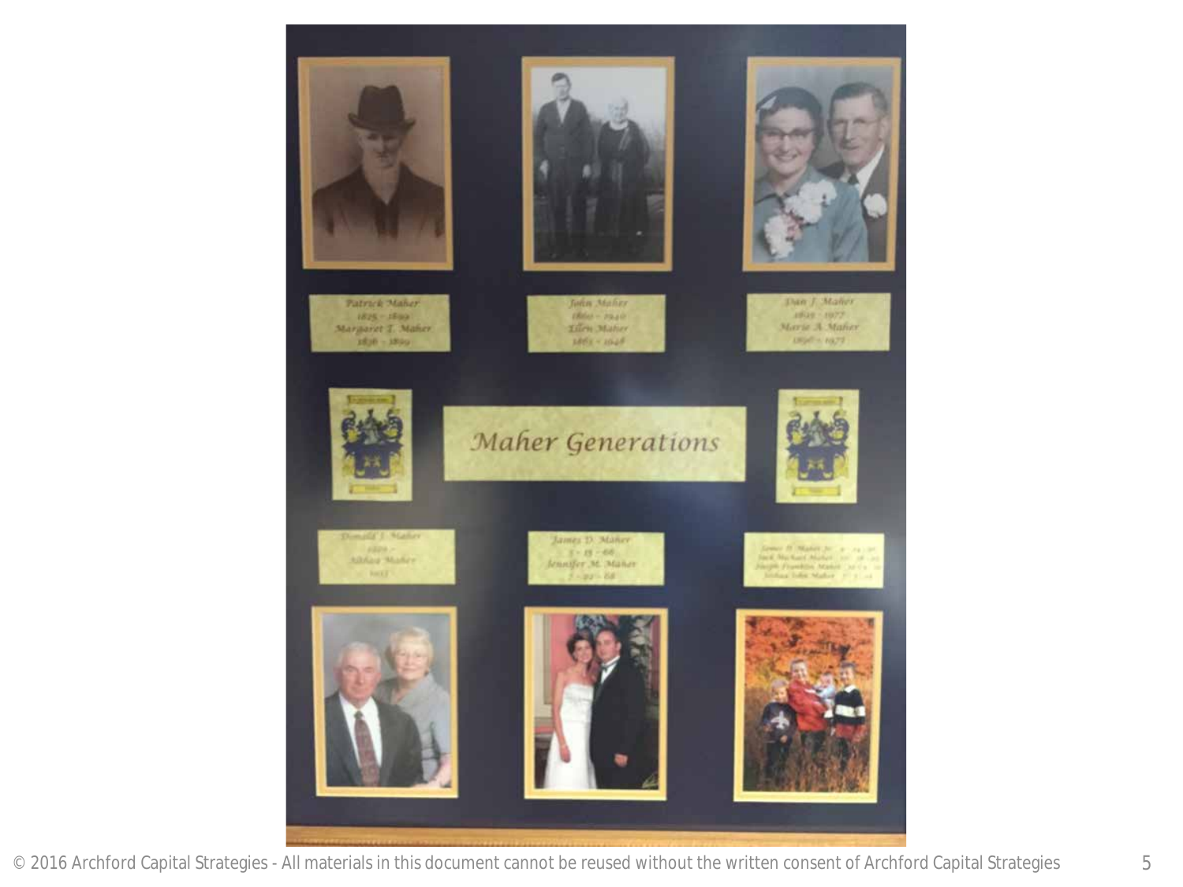# Maher Generations

Patrick Maher
1825 - 1899
Margaret T. Maher
1836 - 1899

John Maher
1860 - 1940
Ellen Maher
1863 - 1948

Dan J. Maher
1895 - 1977
Marie A. Maher
1896 - 1973

Donald J. Maher
Althea Maher

James D. Maher
Jennifer M. Maher

James D. Maher Jr.
Jack Michael Maher
Joseph Franklin Maher
Joshua John Maher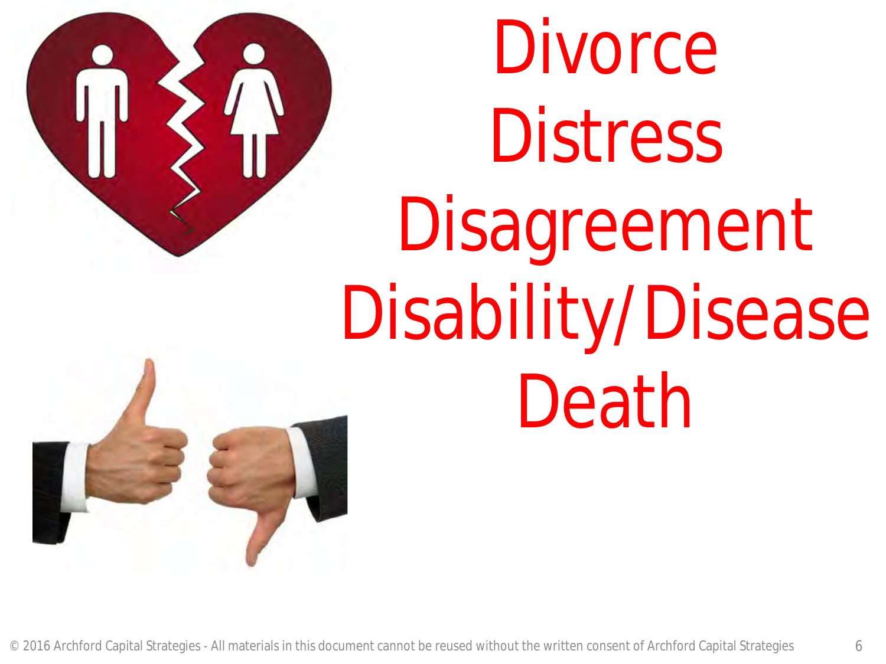Divorce

Distress

Disagreement

Disability/Disease

Death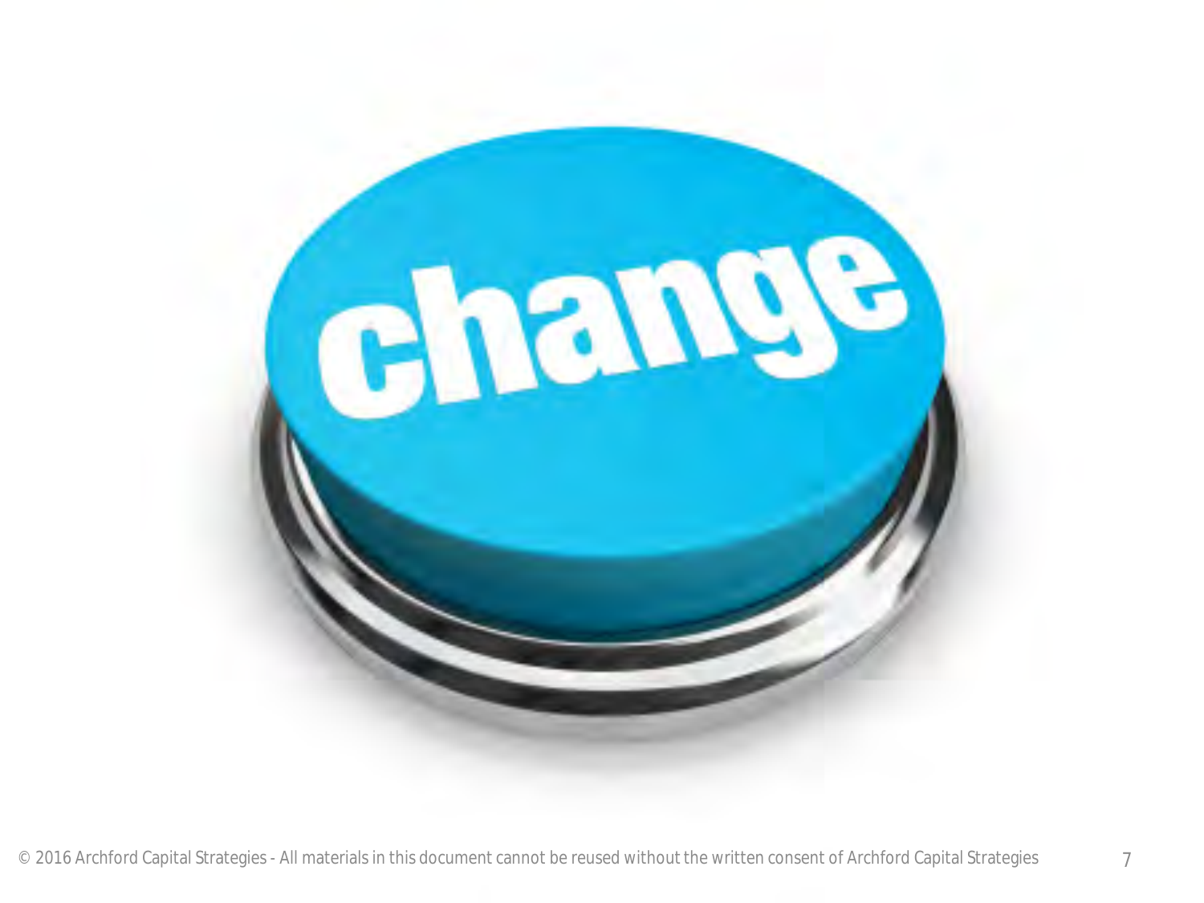change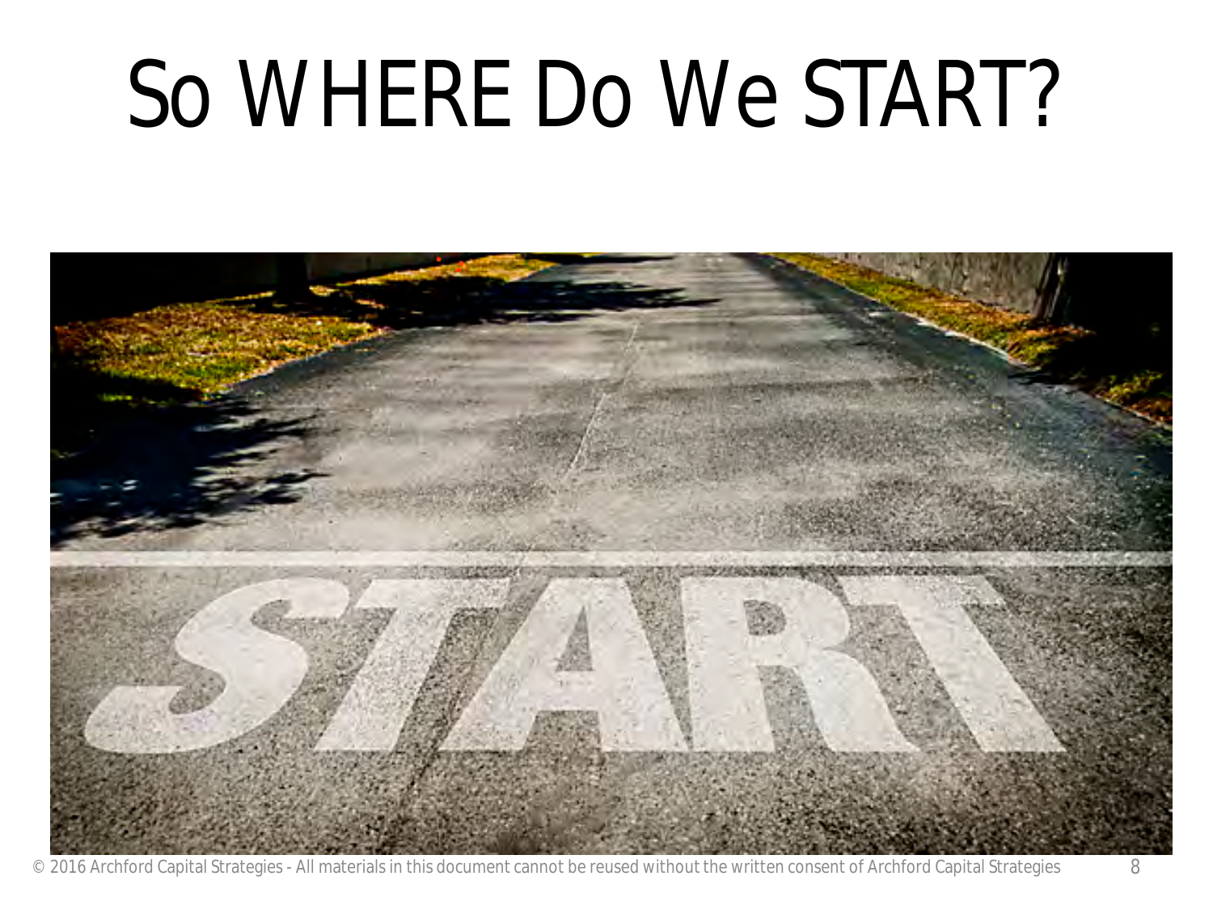# So WHERE Do We START?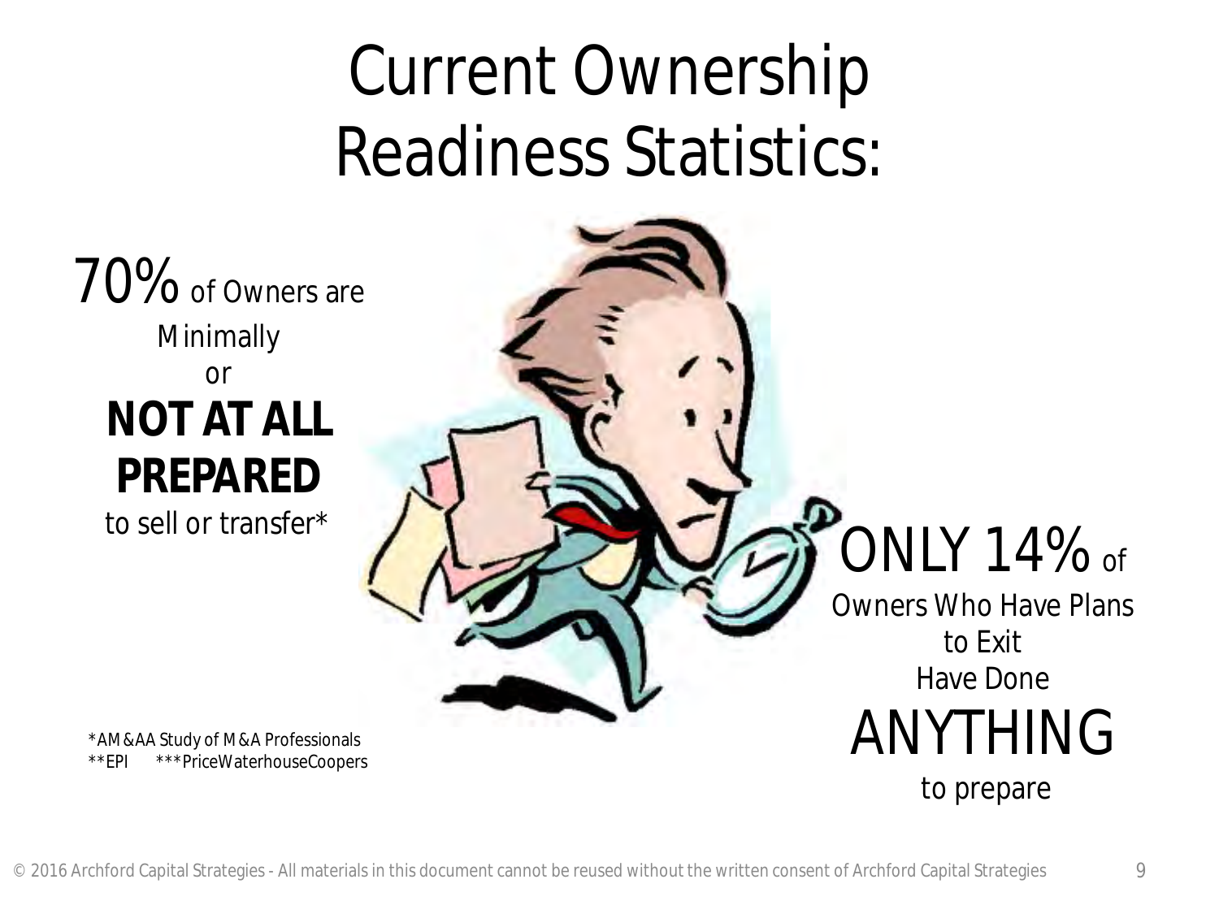# Current Ownership Readiness Statistics:

70% of Owners are Minimally or **NOT AT ALL PREPARED** to sell or transfer*

ONLY 14% of Owners Who Have Plans to Exit Have Done ANYTHING to prepare

*AM&AA Study of M&A Professionals
**EPI ***PriceWaterhouseCoopers

© 2016 Archford Capital Strategies - All materials in this document cannot be reused without the written consent of Archford Capital Strategies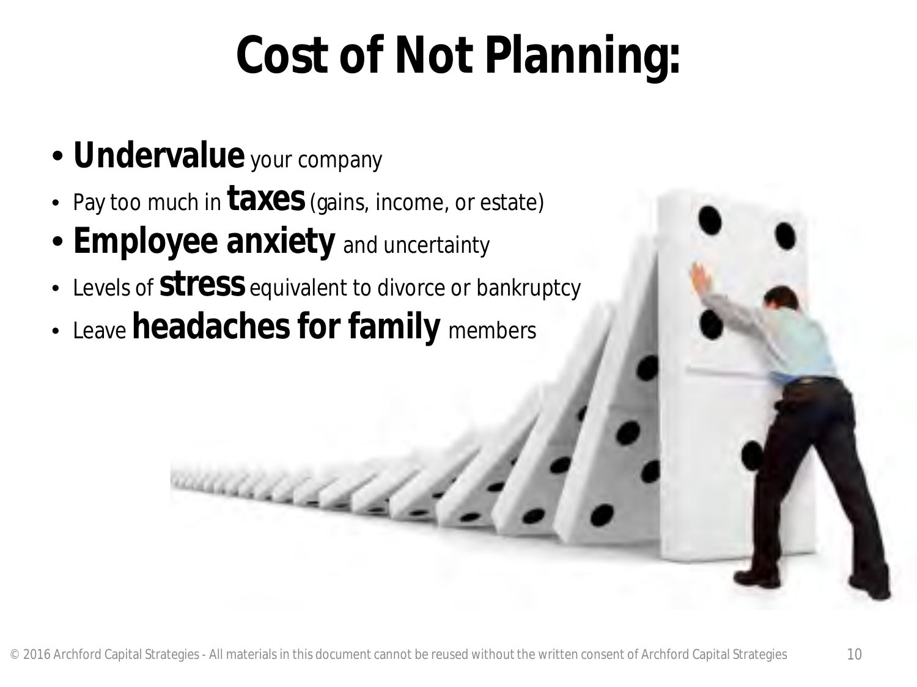# Cost of Not Planning:

- **Undervalue** your company
- Pay too much in **taxes** (gains, income, or estate)
- **Employee anxiety** and uncertainty
- Levels of **stress** equivalent to divorce or bankruptcy
- Leave **headaches for family** members

© 2016 Archford Capital Strategies - All materials in this document cannot be reused without the written consent of Archford Capital Strategies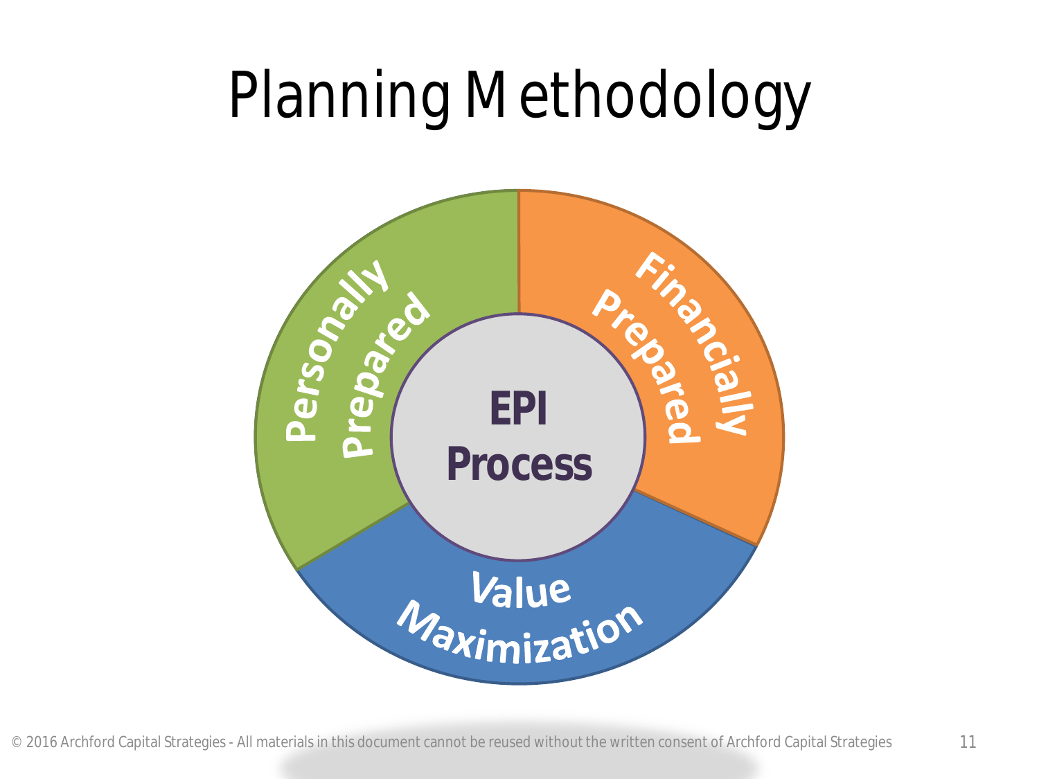# Planning Methodology

EPI Process

Personally Prepared

Financially Prepared

Value Maximization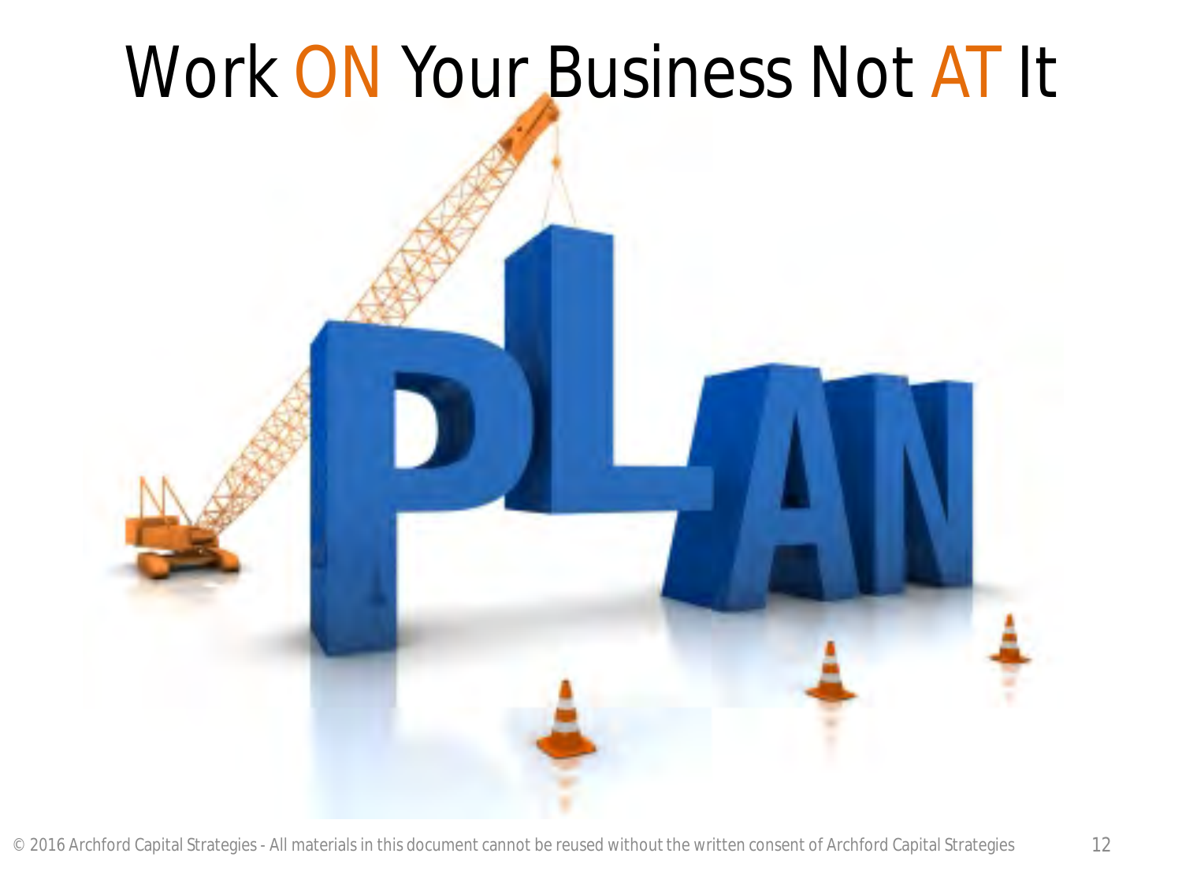# Work ON Your Business Not AT It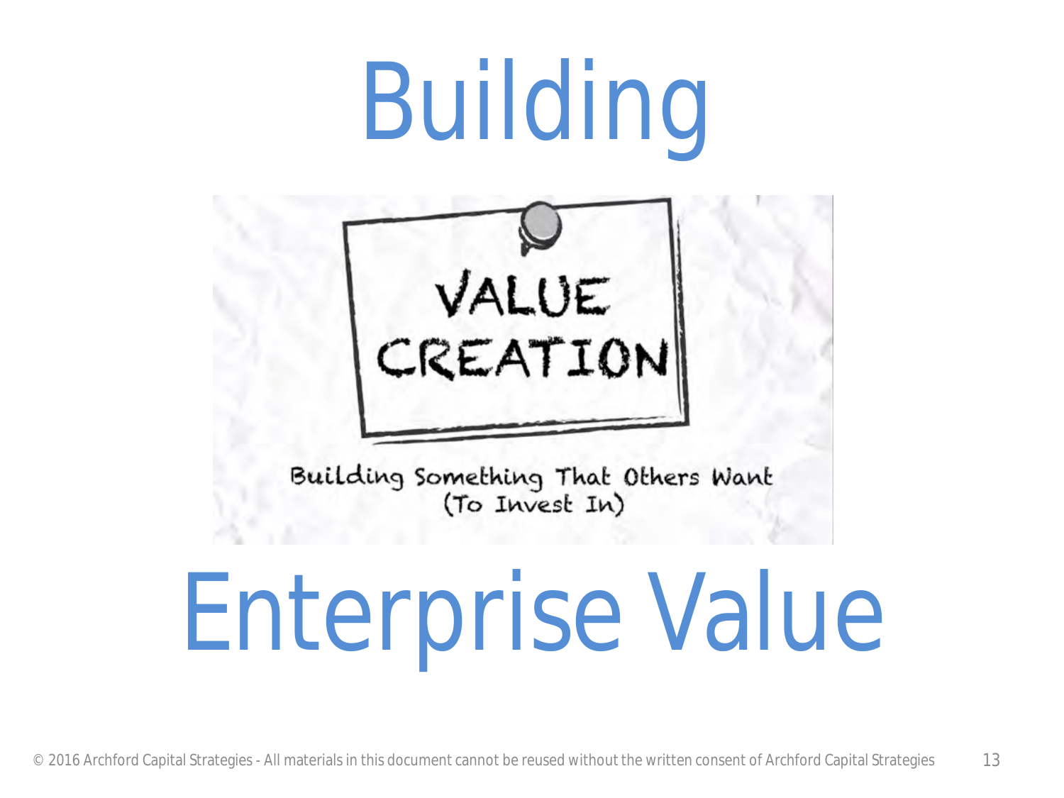# Building

VALUE CREATION

Building Something That Others Want (To Invest In)

# Enterprise Value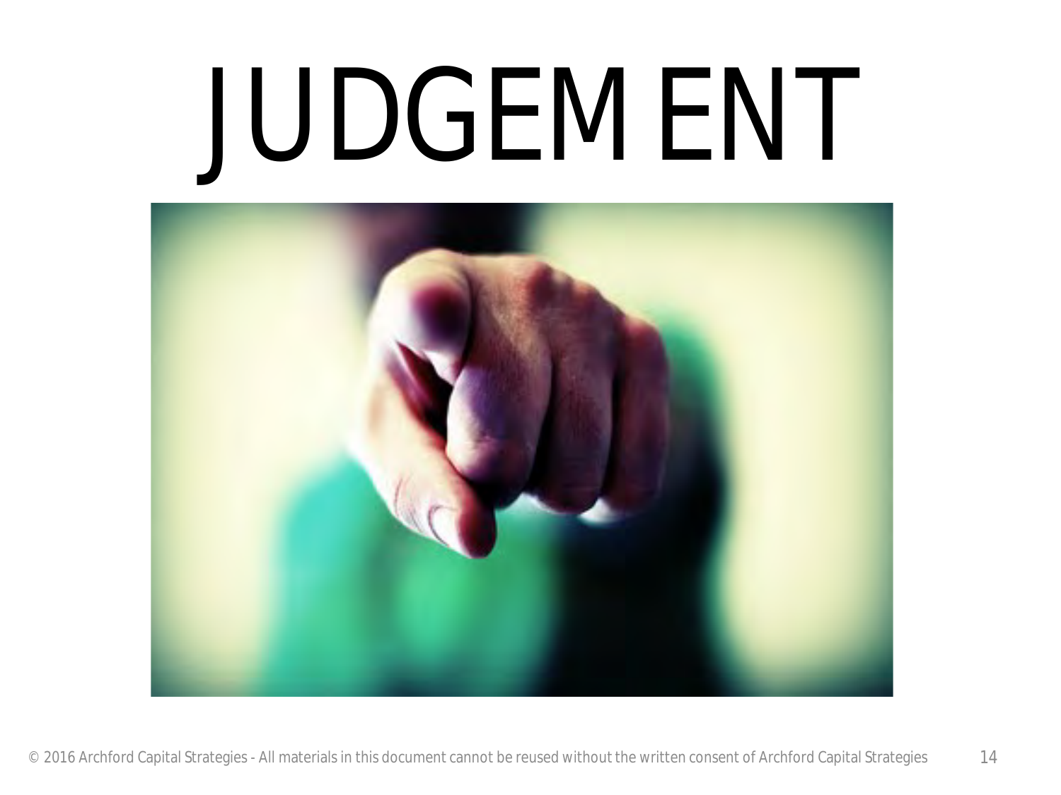# JUDGEMENT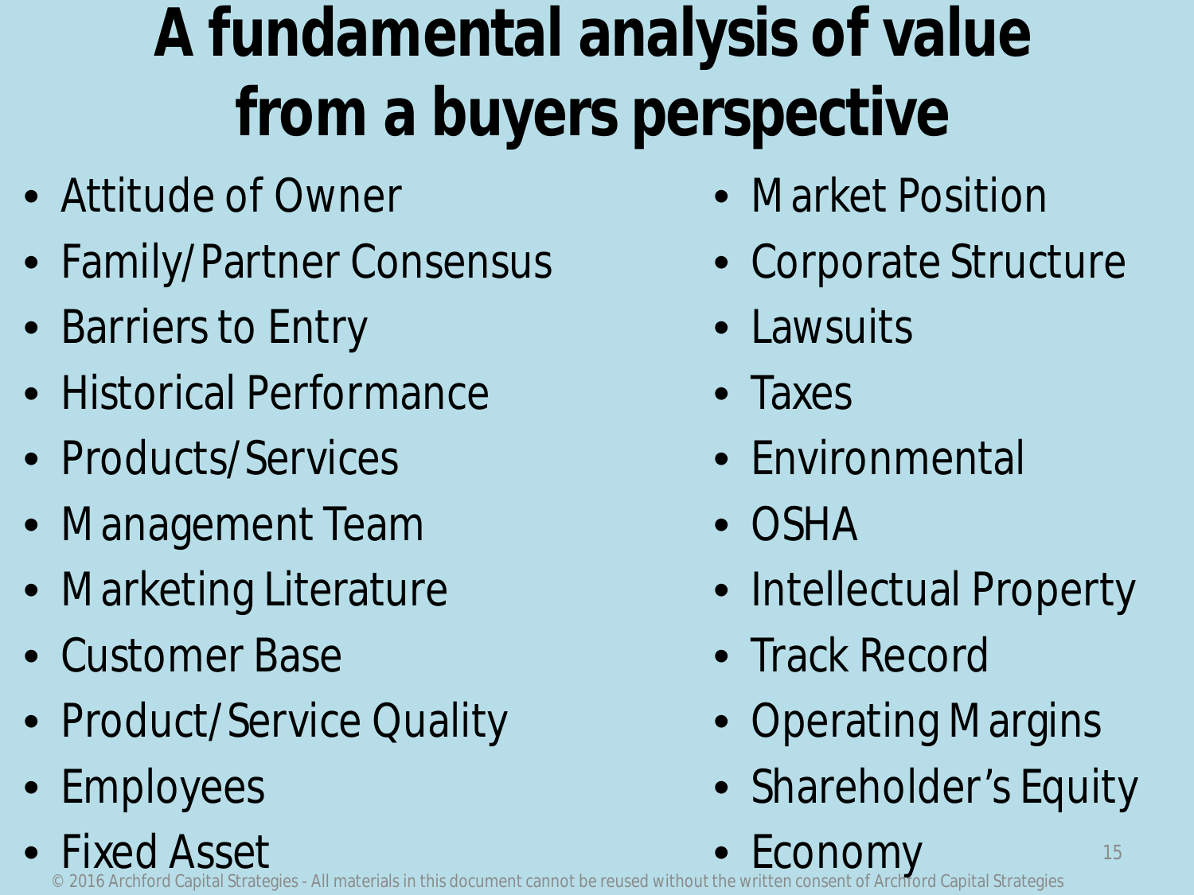# A fundamental analysis of value from a buyers perspective

- Attitude of Owner
- Family/Partner Consensus
- Barriers to Entry
- Historical Performance
- Products/Services
- Management Team
- Marketing Literature
- Customer Base
- Product/Service Quality
- Employees
- Fixed Asset
- Market Position
- Corporate Structure
- Lawsuits
- Taxes
- Environmental
- OSHA
- Intellectual Property
- Track Record
- Operating Margins
- Shareholder's Equity
- Economy

© 2016 Archford Capital Strategies - All materials in this document cannot be reused without the written consent of Archford Capital Strategies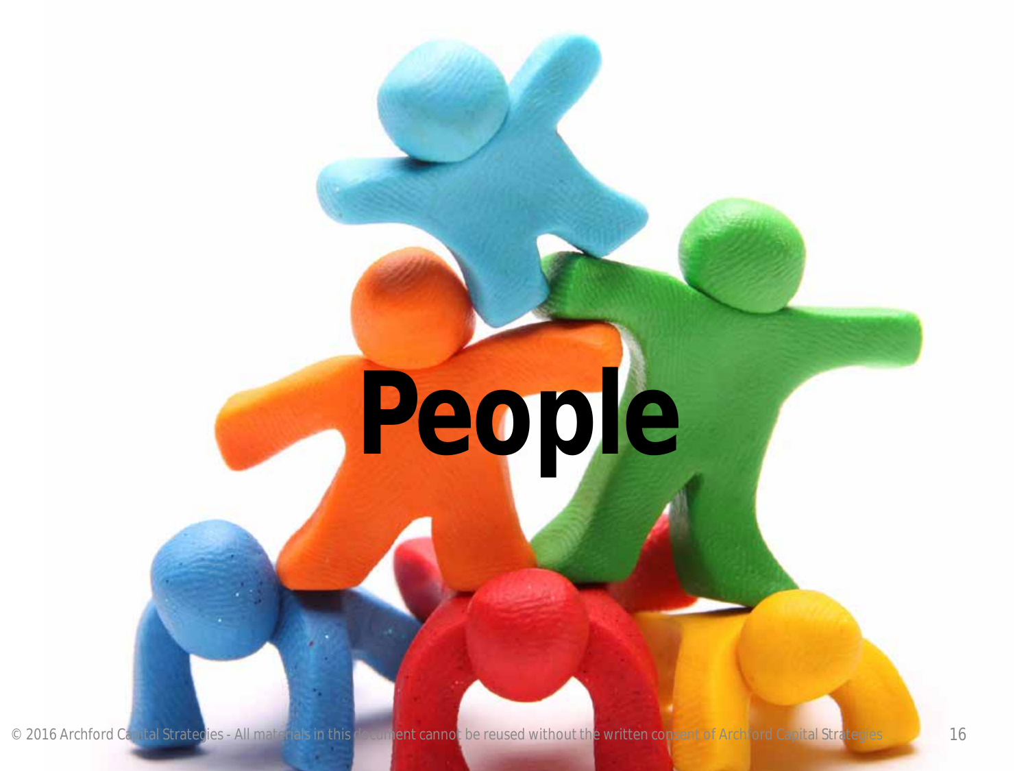# People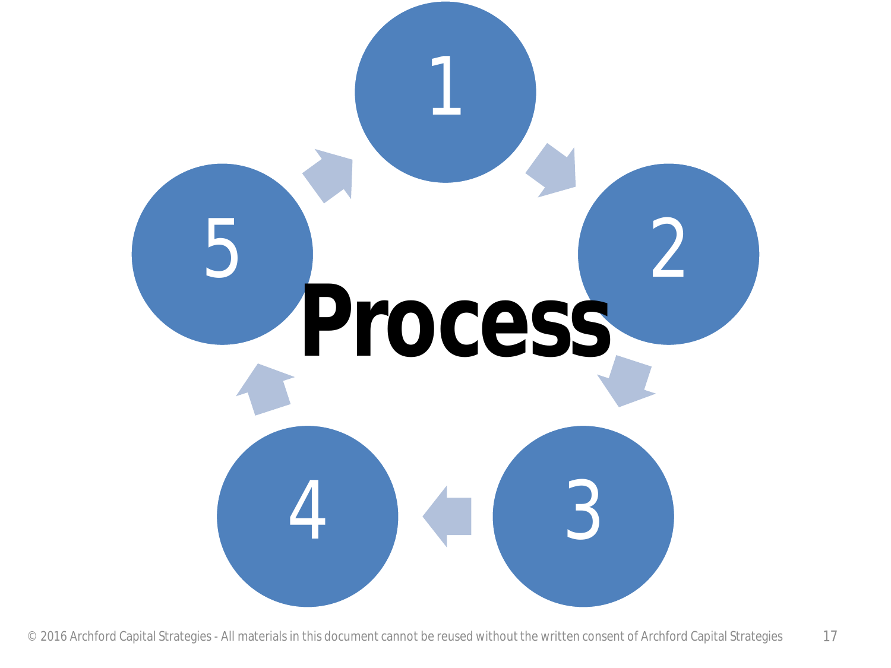# Process

1

2

3

4

5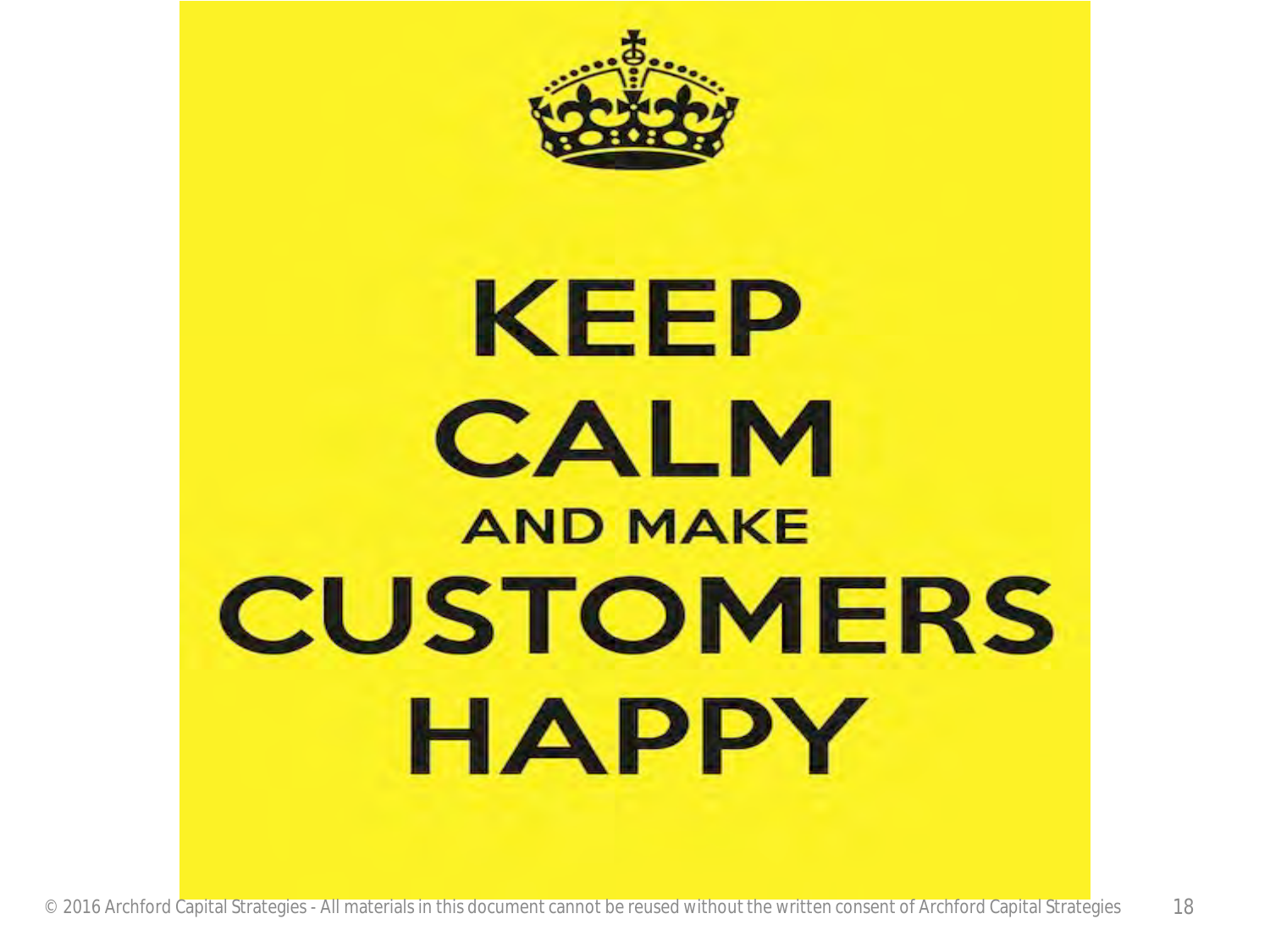KEEP
CALM
AND MAKE
CUSTOMERS
HAPPY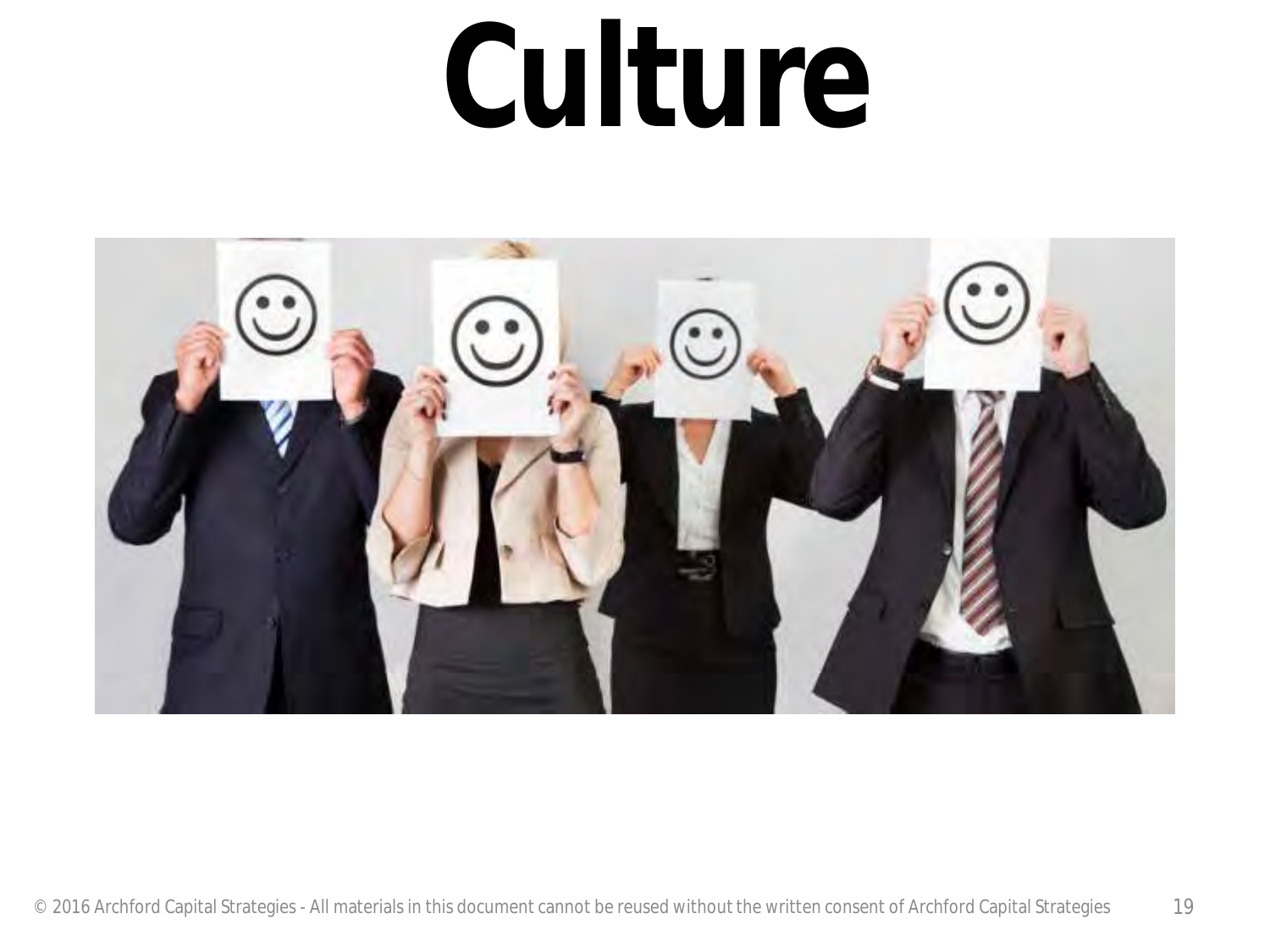# Culture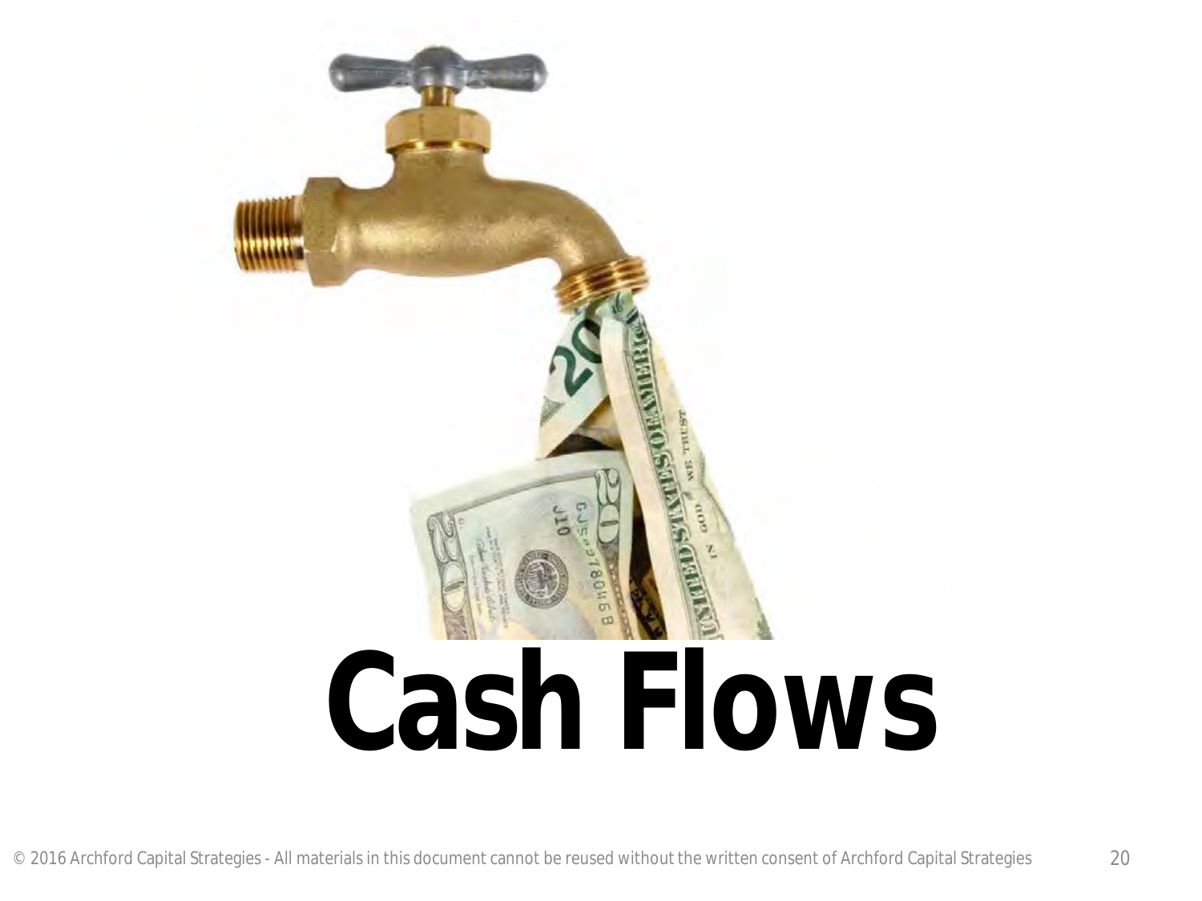# Cash Flows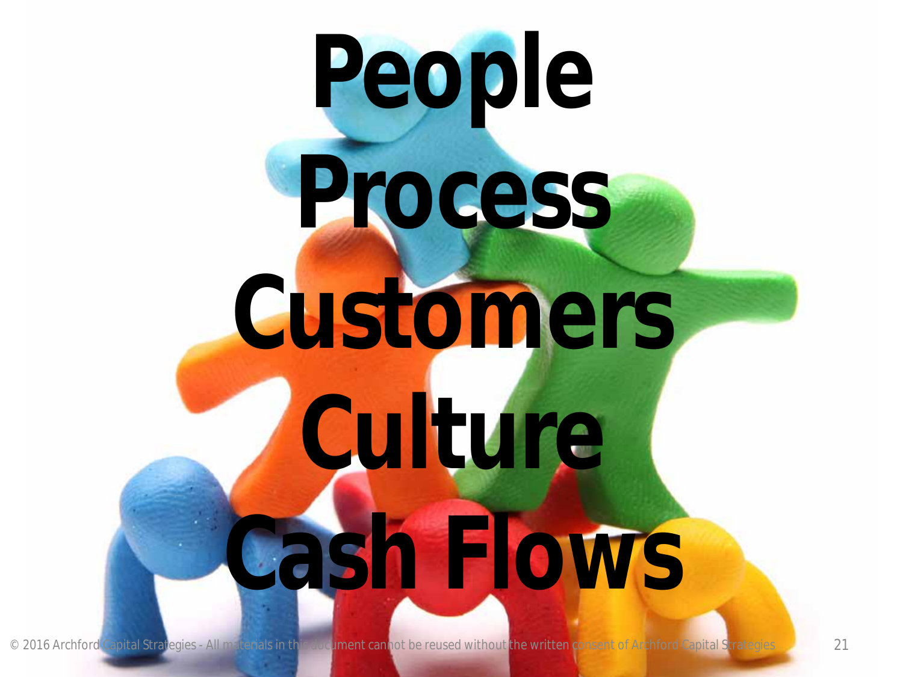# People

# Process

# Customers

# Culture

# Cash Flows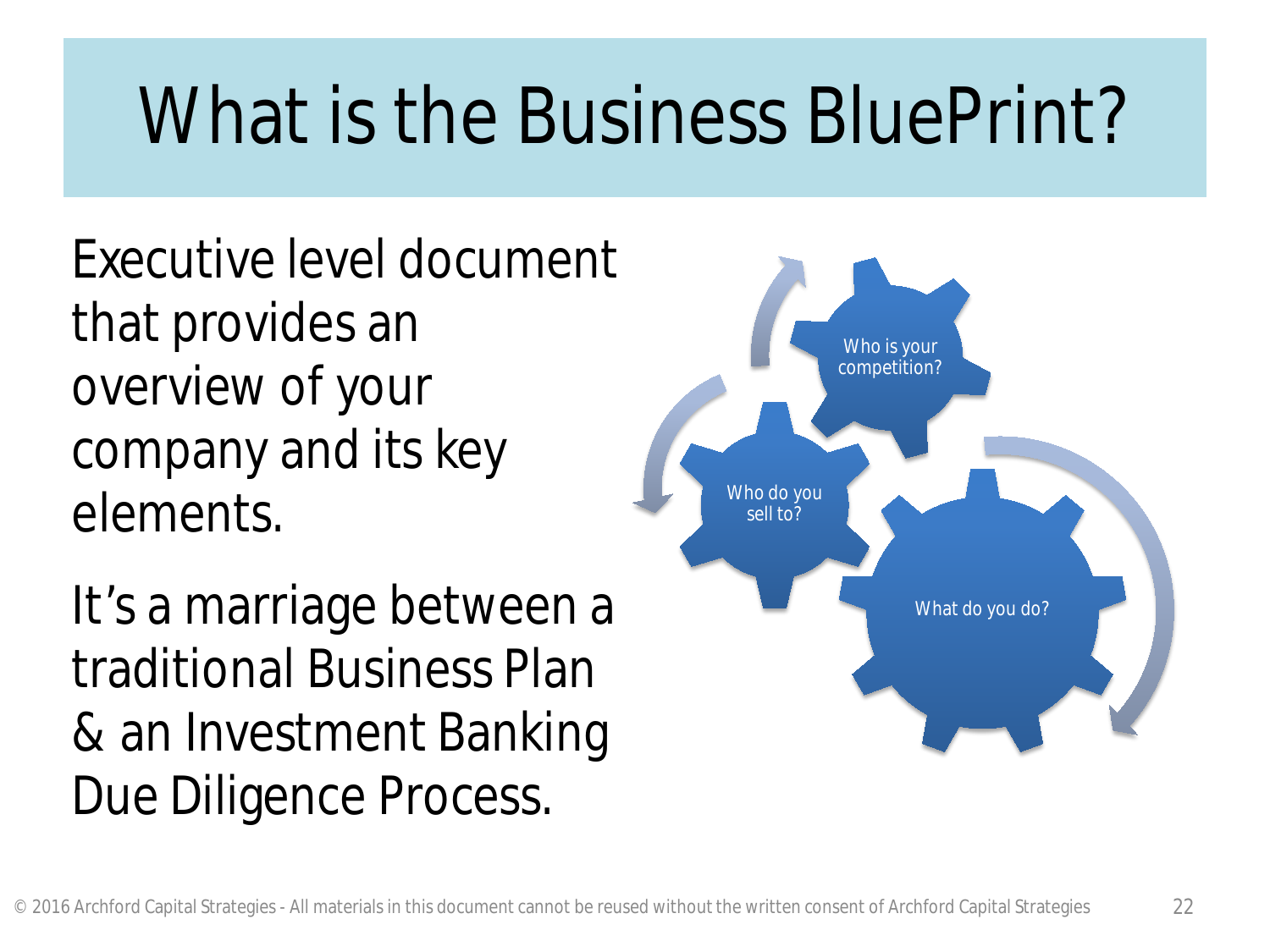# What is the Business BluePrint?

Executive level document that provides an overview of your company and its key elements.

It's a marriage between a traditional Business Plan & an Investment Banking Due Diligence Process.

Who is your competition?

Who do you sell to?

What do you do?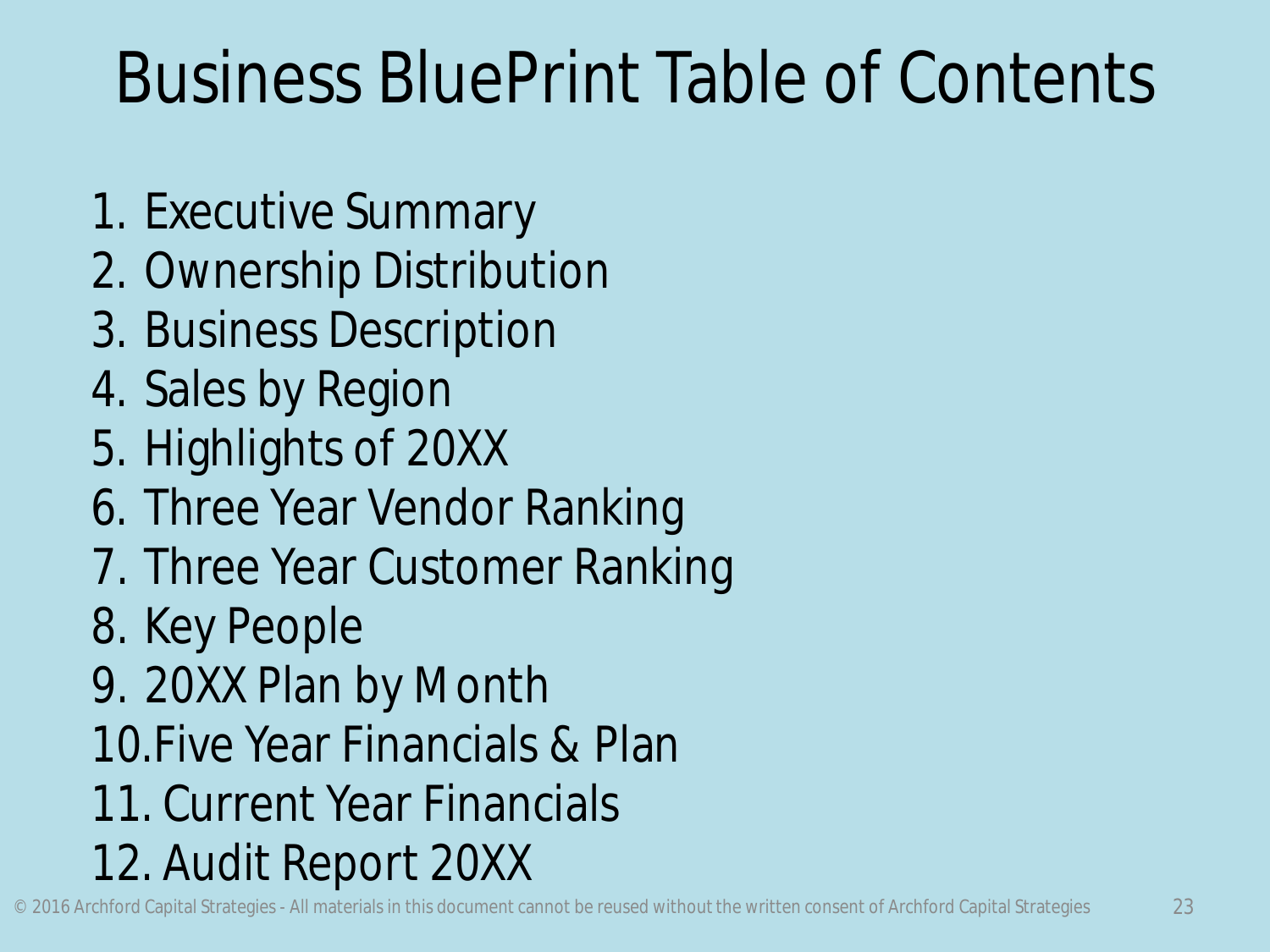# Business BluePrint Table of Contents

1. Executive Summary
2. Ownership Distribution
3. Business Description
4. Sales by Region
5. Highlights of 20XX
6. Three Year Vendor Ranking
7. Three Year Customer Ranking
8. Key People
9. 20XX Plan by Month
10. Five Year Financials & Plan
11. Current Year Financials
12. Audit Report 20XX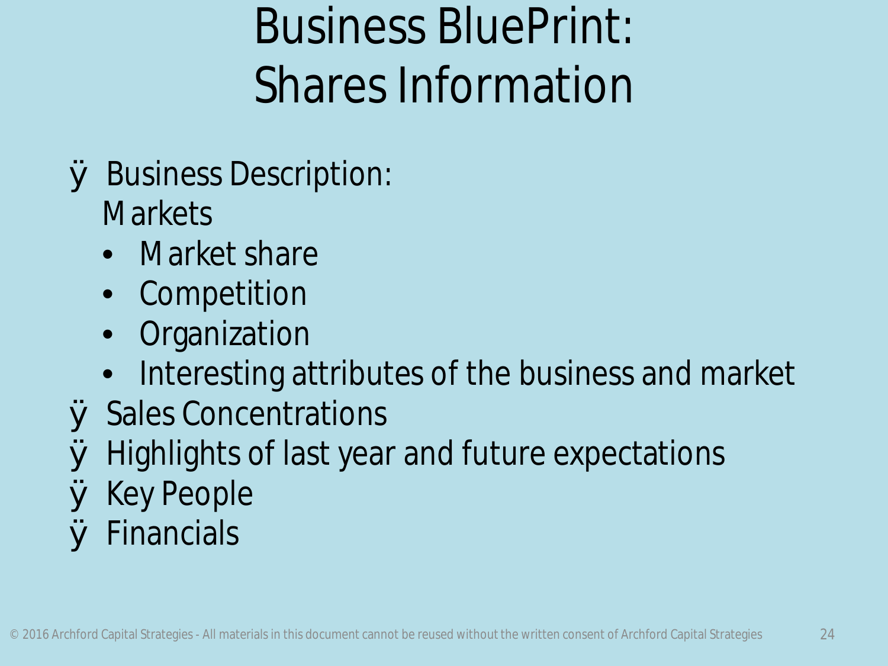# Business BluePrint: Shares Information

- Business Description:
  Markets
  - Market share
  - Competition
  - Organization
  - Interesting attributes of the business and market
- Sales Concentrations
- Highlights of last year and future expectations
- Key People
- Financials

© 2016 Archford Capital Strategies - All materials in this document cannot be reused without the written consent of Archford Capital Strategies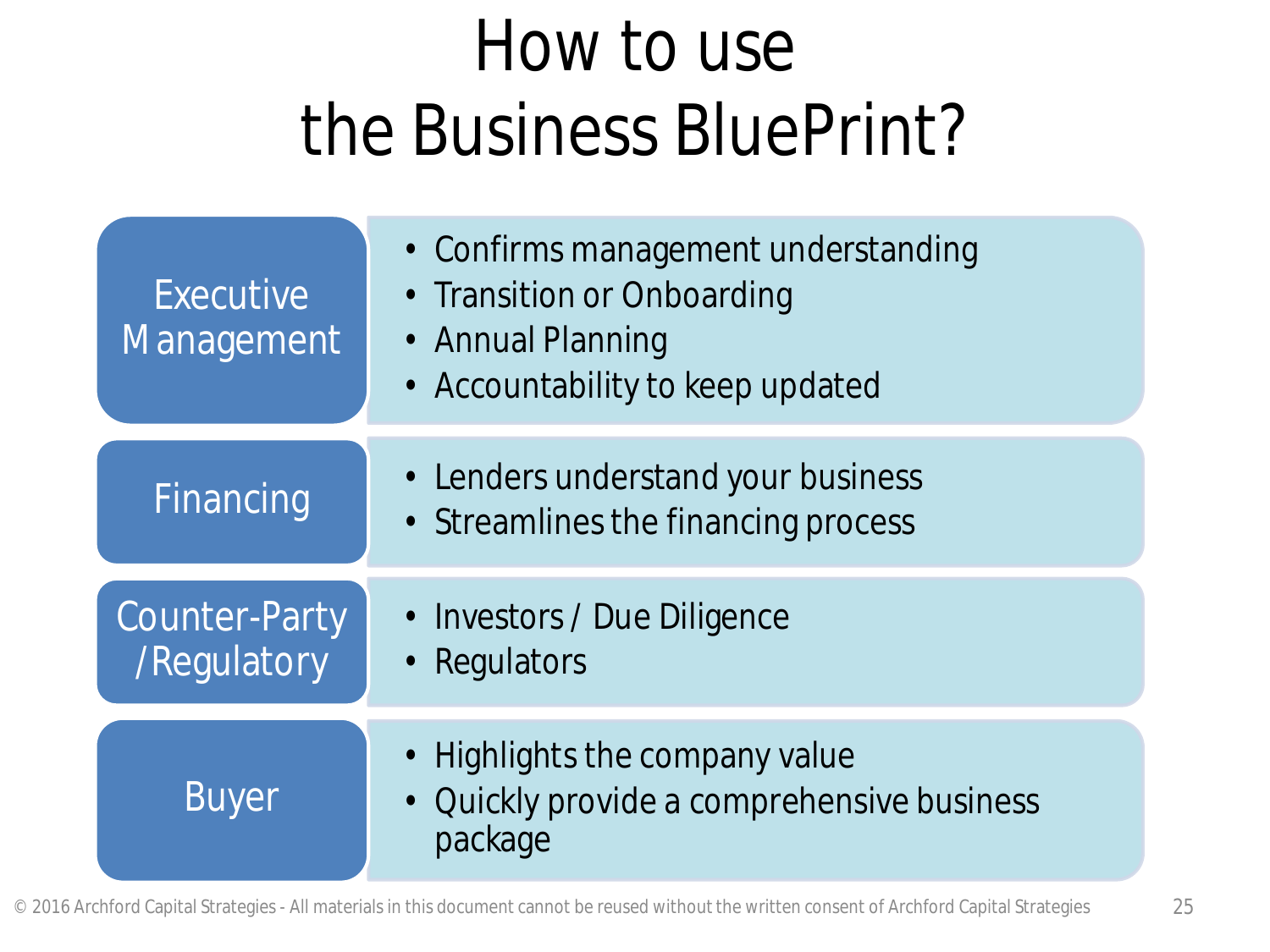# How to use the Business BluePrint?

| | |
|---|---|
| Executive Management | • Confirms management understanding<br>• Transition or Onboarding<br>• Annual Planning<br>• Accountability to keep updated |
| Financing | • Lenders understand your business<br>• Streamlines the financing process |
| Counter-Party /Regulatory | • Investors / Due Diligence<br>• Regulators |
| Buyer | • Highlights the company value<br>• Quickly provide a comprehensive business package |

© 2016 Archford Capital Strategies - All materials in this document cannot be reused without the written consent of Archford Capital Strategies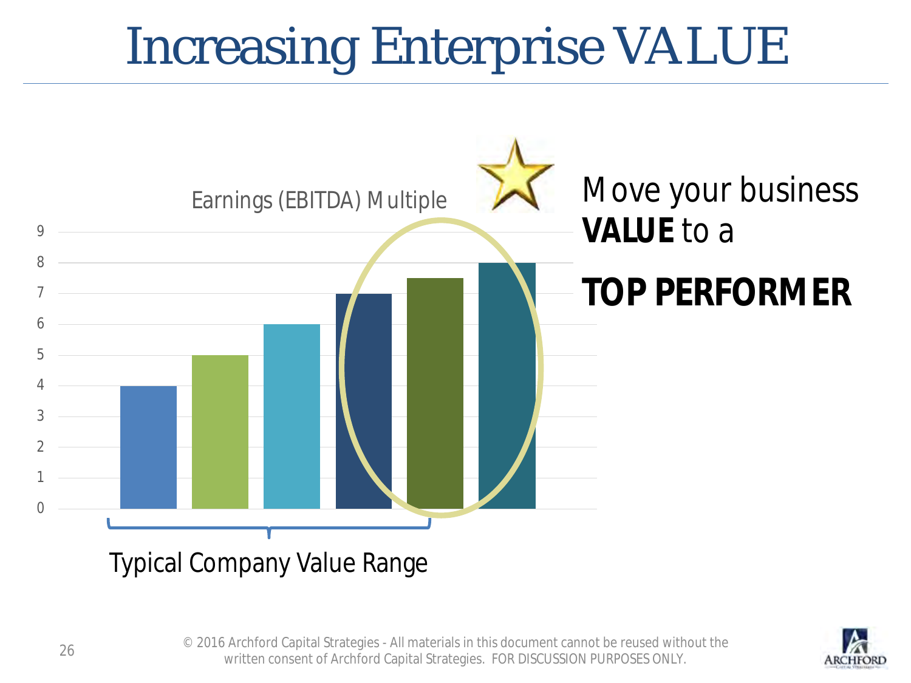# Increasing Enterprise VALUE

Earnings (EBITDA) Multiple

| Bar | EBITDA Multiple |
|---|---|
| 1 | 4 |
| 2 | 5 |
| 3 | 6 |
| 4 | 7 |
| 5 | 7.5 |
| 6 | 8 |

Typical Company Value Range

Move your business **VALUE** to a

**TOP PERFORMER**

© 2016 Archford Capital Strategies - All materials in this document cannot be reused without the written consent of Archford Capital Strategies. FOR DISCUSSION PURPOSES ONLY.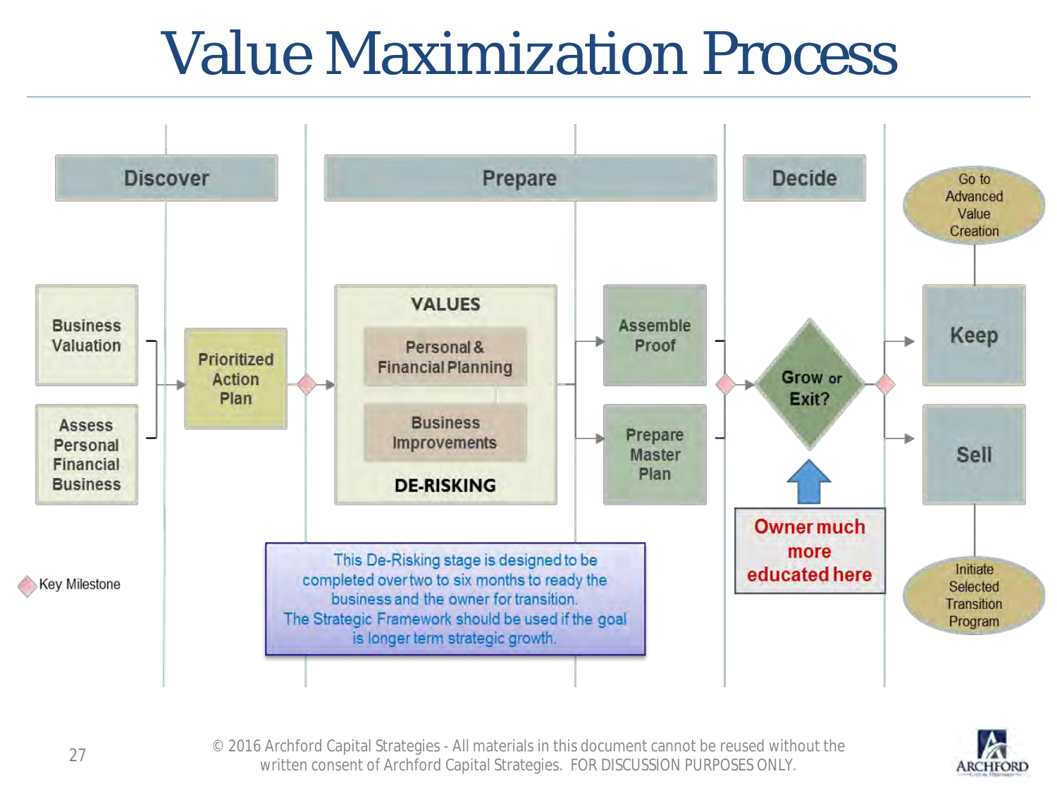# Value Maximization Process

**Discover** | **Prepare** | **Decide**

- Business Valuation
- Assess Personal Financial Business
- Prioritized Action Plan
- VALUES
  - Personal & Financial Planning
  - Business Improvements
- DE-RISKING
- Assemble Proof
- Prepare Master Plan
- Grow or Exit?
- Keep → Go to Advanced Value Creation
- Sell → Initiate Selected Transition Program

Owner much more educated here

This De-Risking stage is designed to be completed over two to six months to ready the business and the owner for transition.
The Strategic Framework should be used if the goal is longer term strategic growth.

Key Milestone

© 2016 Archford Capital Strategies - All materials in this document cannot be reused without the written consent of Archford Capital Strategies. FOR DISCUSSION PURPOSES ONLY.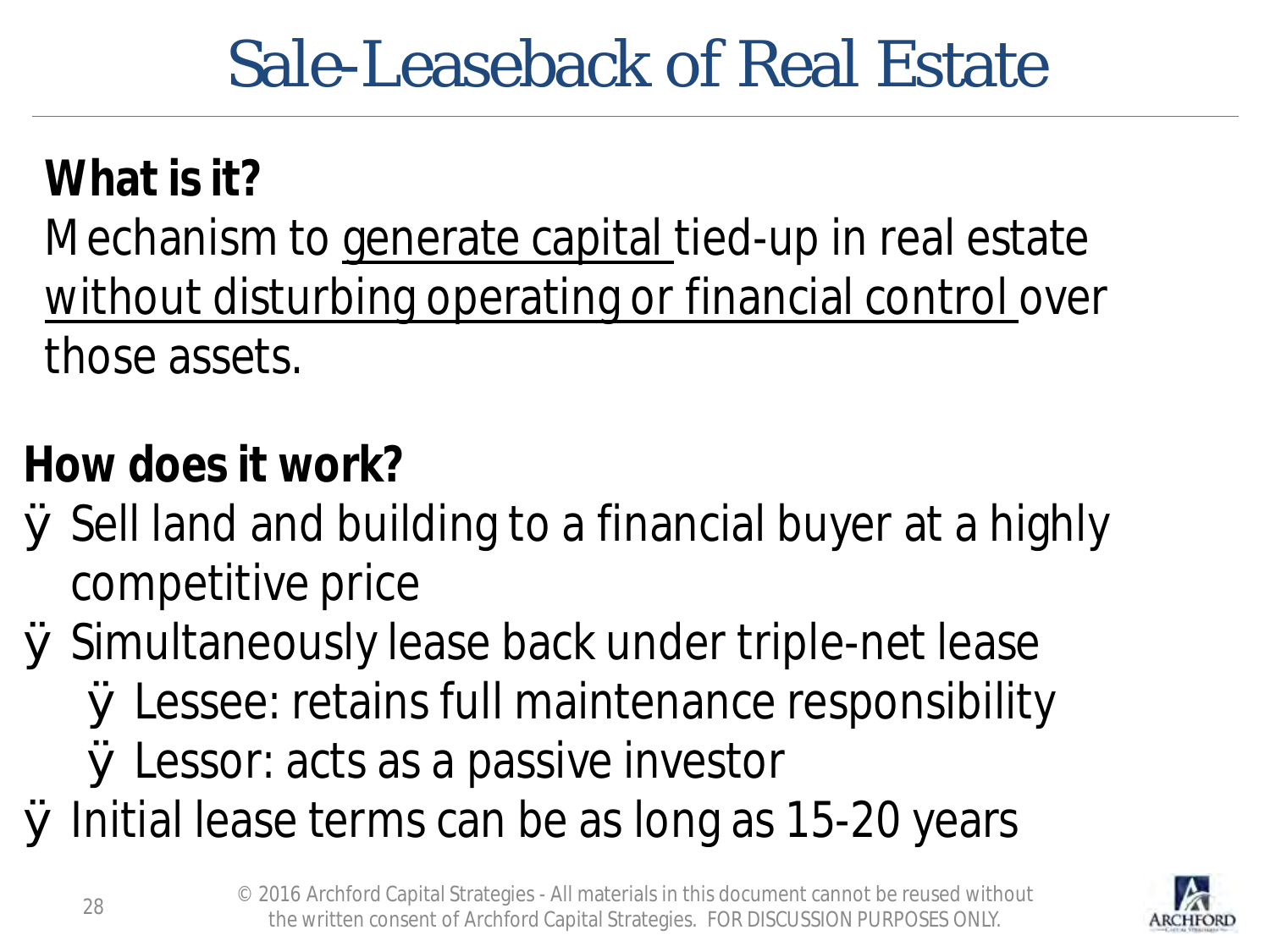# Sale-Leaseback of Real Estate

**What is it?**

Mechanism to <u>generate capital</u> tied-up in real estate <u>without disturbing operating or financial control</u> over those assets.

**How does it work?**

- Sell land and building to a financial buyer at a highly competitive price
- Simultaneously lease back under triple-net lease
  - Lessee: retains full maintenance responsibility
  - Lessor: acts as a passive investor
- Initial lease terms can be as long as 15-20 years

© 2016 Archford Capital Strategies - All materials in this document cannot be reused without the written consent of Archford Capital Strategies. FOR DISCUSSION PURPOSES ONLY.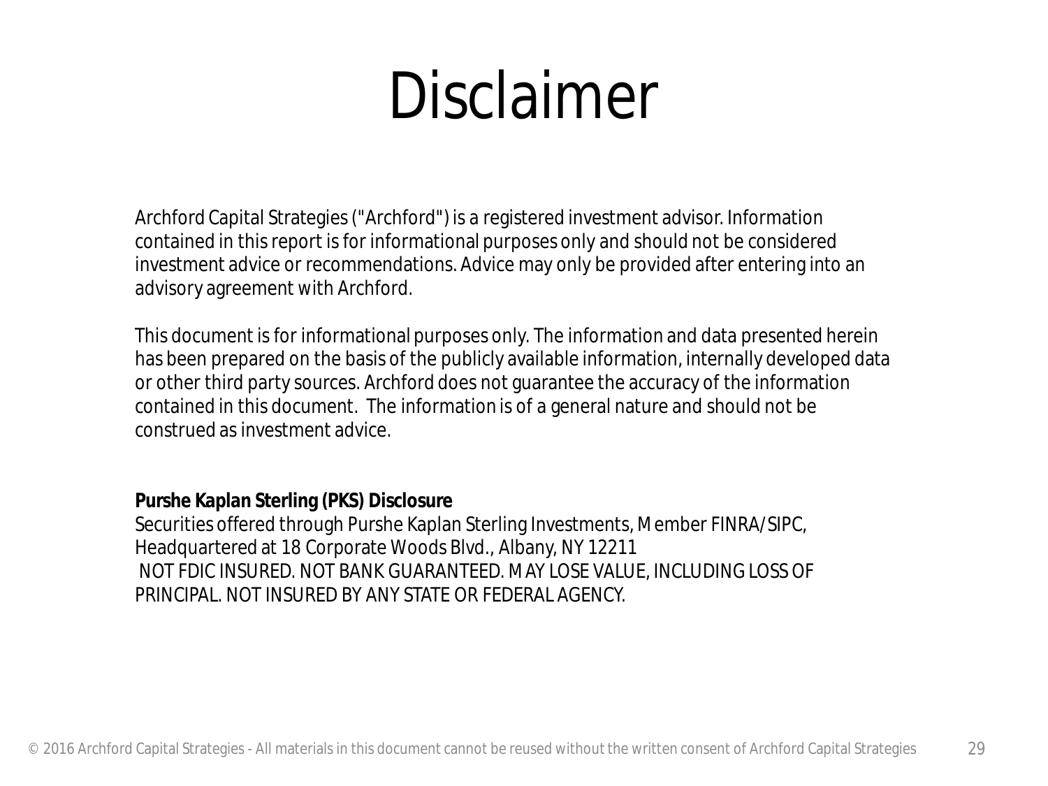# Disclaimer

Archford Capital Strategies ("Archford") is a registered investment advisor. Information contained in this report is for informational purposes only and should not be considered investment advice or recommendations. Advice may only be provided after entering into an advisory agreement with Archford.

This document is for informational purposes only. The information and data presented herein has been prepared on the basis of the publicly available information, internally developed data or other third party sources. Archford does not guarantee the accuracy of the information contained in this document. The information is of a general nature and should not be construed as investment advice.

**Purshe Kaplan Sterling (PKS) Disclosure**
Securities offered through Purshe Kaplan Sterling Investments, Member FINRA/SIPC, Headquartered at 18 Corporate Woods Blvd., Albany, NY 12211
NOT FDIC INSURED. NOT BANK GUARANTEED. MAY LOSE VALUE, INCLUDING LOSS OF PRINCIPAL. NOT INSURED BY ANY STATE OR FEDERAL AGENCY.

© 2016 Archford Capital Strategies - All materials in this document cannot be reused without the written consent of Archford Capital Strategies